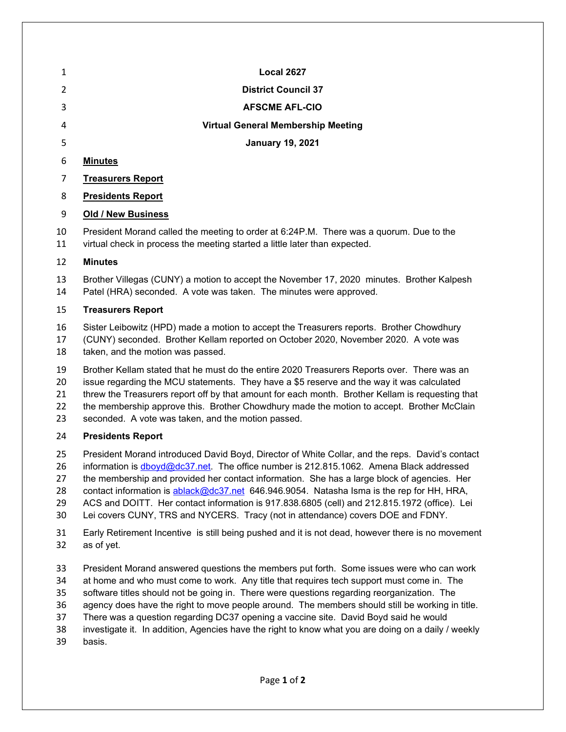**Local 2627**

**District Council 37**

**AFSCME AFL-CIO**

**Virtual General Membership Meeting**

**January 19, 2021**

**Minutes**

**Treasurers Report**

**Presidents Report**

**Old / New Business**

President Morand called the meeting to order at 6:24P.M. There was a quorum. Due to the virtual check in process the meeting started a little later than expected.

**Minutes**

Brother Villegas (CUNY) a motion to accept the November 17, 2020 minutes. Brother Kalpesh Patel (HRA) seconded. A vote was taken. The minutes were approved.

**Treasurers Report**

Sister Leibowitz (HPD) made a motion to accept the Treasurers reports. Brother Chowdhury (CUNY) seconded. Brother Kellam reported on October 2020, November 2020. A vote was taken, and the motion was passed.

Brother Kellam stated that he must do the entire 2020 Treasurers Reports over. There was an issue regarding the MCU statements. They have a $5 reserve and the way it was calculated threw the Treasurers report off by that amount for each month. Brother Kellam is requesting that the membership approve this. Brother Chowdhury made the motion to accept. Brother McClain seconded. A vote was taken, and the motion passed.

**Presidents Report**

President Morand introduced David Boyd, Director of White Collar, and the reps. David's contact information is dboyd@dc37.net. The office number is 212.815.1062. Amena Black addressed the membership and provided her contact information. She has a large block of agencies. Her contact information is ablack@dc37.net 646.946.9054. Natasha Isma is the rep for HH, HRA, ACS and DOITT. Her contact information is 917.838.6805 (cell) and 212.815.1972 (office). Lei Lei covers CUNY, TRS and NYCERS. Tracy (not in attendance) covers DOE and FDNY.

Early Retirement Incentive is still being pushed and it is not dead, however there is no movement as of yet.

President Morand answered questions the members put forth. Some issues were who can work at home and who must come to work. Any title that requires tech support must come in. The software titles should not be going in. There were questions regarding reorganization. The agency does have the right to move people around. The members should still be working in title. There was a question regarding DC37 opening a vaccine site. David Boyd said he would investigate it. In addition, Agencies have the right to know what you are doing on a daily / weekly basis.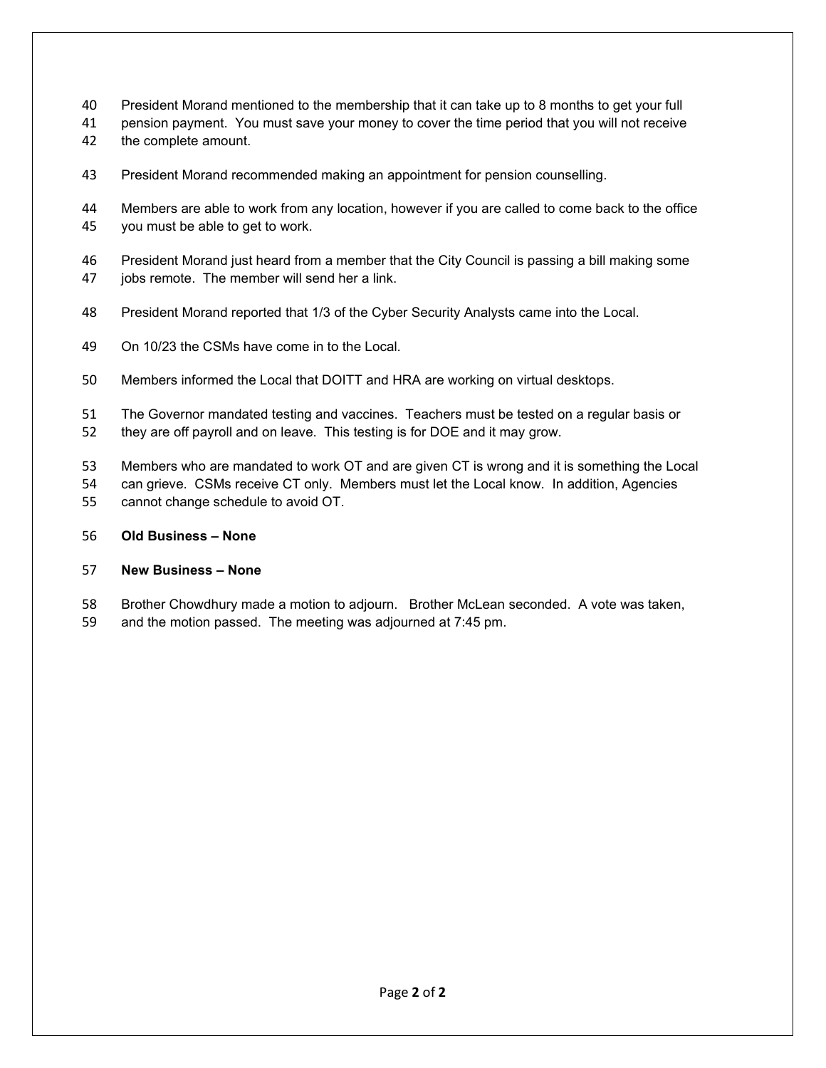President Morand mentioned to the membership that it can take up to 8 months to get your full pension payment. You must save your money to cover the time period that you will not receive the complete amount.

President Morand recommended making an appointment for pension counselling.

Members are able to work from any location, however if you are called to come back to the office you must be able to get to work.

President Morand just heard from a member that the City Council is passing a bill making some jobs remote. The member will send her a link.

President Morand reported that 1/3 of the Cyber Security Analysts came into the Local.

On 10/23 the CSMs have come in to the Local.

Members informed the Local that DOITT and HRA are working on virtual desktops.

The Governor mandated testing and vaccines. Teachers must be tested on a regular basis or they are off payroll and on leave. This testing is for DOE and it may grow.

Members who are mandated to work OT and are given CT is wrong and it is something the Local can grieve. CSMs receive CT only. Members must let the Local know. In addition, Agencies cannot change schedule to avoid OT.

**Old Business – None**

**New Business – None**

Brother Chowdhury made a motion to adjourn. Brother McLean seconded. A vote was taken, and the motion passed. The meeting was adjourned at 7:45 pm.